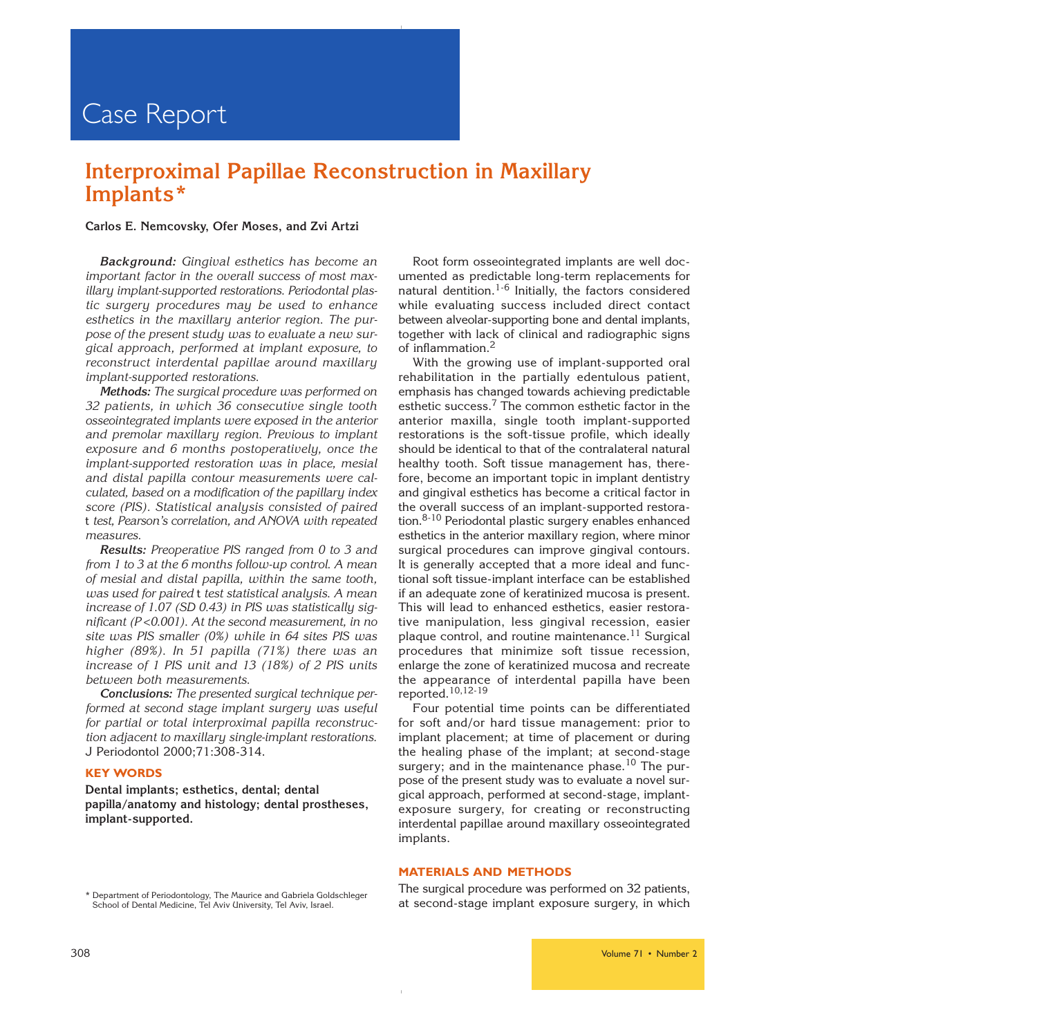Case Report

# Interprosimal Papillae Reconstruction in Maxillary Implants*

**Carlos E. Nemcovsky, Ofer Moses, and Zvi Artzi**

***Background:*** *Gingival esthetics has become an important factor in the overall success of most maxillary implant-supported restorations. Periodontal plastic surgery procedures may be used to enhance esthetics in the maxillary anterior region. The purpose of the present study was to evaluate a new surgical approach, performed at implant exposure, to reconstruct interdental papillae around maxillary implant-supported restorations.*

***Methods:*** *The surgical procedure was performed on 32 patients, in which 36 consecutive single tooth osseointegrated implants were exposed in the anterior and premolar maxillary region. Previous to implant exposure and 6 months postoperatively, once the implant-supported restoration was in place, mesial and distal papilla contour measurements were calculated, based on a modification of the papillary index score (PIS). Statistical analysis consisted of paired* t *test, Pearson's correlation, and ANOVA with repeated measures.*

***Results:*** *Preoperative PIS ranged from 0 to 3 and from 1 to 3 at the 6 months follow-up control. A mean of mesial and distal papilla, within the same tooth, was used for paired* t *test statistical analysis. A mean increase of 1.07 (SD 0.43) in PIS was statistically significant (P <0.001). At the second measurement, in no site was PIS smaller (0%) while in 64 sites PIS was higher (89%). In 51 papilla (71%) there was an increase of 1 PIS unit and 13 (18%) of 2 PIS units between both measurements.*

***Conclusions:*** *The presented surgical technique performed at second stage implant surgery was useful for partial or total interproximal papilla reconstruction adjacent to maxillary single-implant restorations.* J Periodontol 2000;71:308-314.

## KEY WORDS

**Dental implants; esthetics, dental; dental papilla/anatomy and histology; dental prostheses, implant-supported.**

Root form osseointegrated implants are well documented as predictable long-term replacements for natural dentition.[1-6] Initially, the factors considered while evaluating success included direct contact between alveolar-supporting bone and dental implants, together with lack of clinical and radiographic signs of inflammation.[2]

With the growing use of implant-supported oral rehabilitation in the partially edentulous patient, emphasis has changed towards achieving predictable esthetic success.[7] The common esthetic factor in the anterior maxilla, single tooth implant-supported restorations is the soft-tissue profile, which ideally should be identical to that of the contralateral natural healthy tooth. Soft tissue management has, therefore, become an important topic in implant dentistry and gingival esthetics has become a critical factor in the overall success of an implant-supported restoration.[8-10] Periodontal plastic surgery enables enhanced esthetics in the anterior maxillary region, where minor surgical procedures can improve gingival contours. It is generally accepted that a more ideal and functional soft tissue-implant interface can be established if an adequate zone of keratinized mucosa is present. This will lead to enhanced esthetics, easier restorative manipulation, less gingival recession, easier plaque control, and routine maintenance.[11] Surgical procedures that minimize soft tissue recession, enlarge the zone of keratinized mucosa and recreate the appearance of interdental papilla have been reported.[10,12-19]

Four potential time points can be differentiated for soft and/or hard tissue management: prior to implant placement; at time of placement or during the healing phase of the implant; at second-stage surgery; and in the maintenance phase.[10] The purpose of the present study was to evaluate a novel surgical approach, performed at second-stage, implant-exposure surgery, for creating or reconstructing interdental papillae around maxillary osseointegrated implants.

## MATERIALS AND METHODS

The surgical procedure was performed on 32 patients, at second-stage implant exposure surgery, in which

\* Department of Periodontology, The Maurice and Gabriela Goldschleger School of Dental Medicine, Tel Aviv University, Tel Aviv, Israel.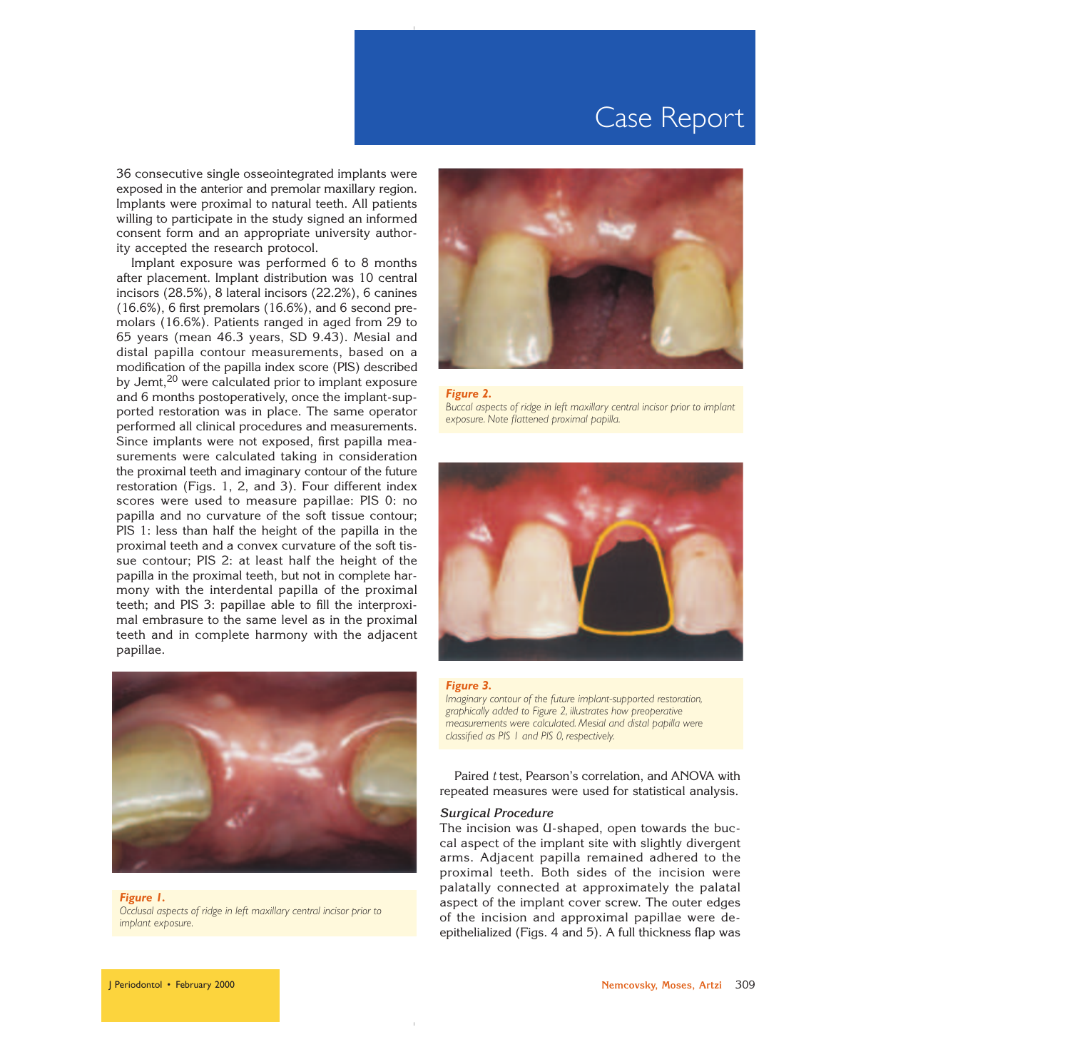36 consecutive single osseointegrated implants were exposed in the anterior and premolar maxillary region. Implants were proximal to natural teeth. All patients willing to participate in the study signed an informed consent form and an appropriate university authority accepted the research protocol.

Implant exposure was performed 6 to 8 months after placement. Implant distribution was 10 central incisors (28.5%), 8 lateral incisors (22.2%), 6 canines (16.6%), 6 first premolars (16.6%), and 6 second premolars (16.6%). Patients ranged in aged from 29 to 65 years (mean 46.3 years, SD 9.43). Mesial and distal papilla contour measurements, based on a modification of the papilla index score (PIS) described by Jemt,[20] were calculated prior to implant exposure and 6 months postoperatively, once the implant-supported restoration was in place. The same operator performed all clinical procedures and measurements. Since implants were not exposed, first papilla measurements were calculated taking in consideration the proximal teeth and imaginary contour of the future restoration (Figs. 1, 2, and 3). Four different index scores were used to measure papillae: PIS 0: no papilla and no curvature of the soft tissue contour; PIS 1: less than half the height of the papilla in the proximal teeth and a convex curvature of the soft tissue contour; PIS 2: at least half the height of the papilla in the proximal teeth, but not in complete harmony with the interdental papilla of the proximal teeth; and PIS 3: papillae able to fill the interproximal embrasure to the same level as in the proximal teeth and in complete harmony with the adjacent papillae.

***Figure 1.***
*Occlusal aspects of ridge in left maxillary central incisor prior to implant exposure.*

***Figure 2.***
*Buccal aspects of ridge in left maxillary central incisor prior to implant exposure. Note flattened proximal papilla.*

***Figure 3.***
*Imaginary contour of the future implant-supported restoration, graphically added to Figure 2, illustrates how preoperative measurements were calculated. Mesial and distal papilla were classified as PIS 1 and PIS 0, respectively.*

Paired *t* test, Pearson's correlation, and ANOVA with repeated measures were used for statistical analysis.

### *Surgical Procedure*

The incision was U-shaped, open towards the buccal aspect of the implant site with slightly divergent arms. Adjacent papilla remained adhered to the proximal teeth. Both sides of the incision were palatally connected at approximately the palatal aspect of the implant cover screw. The outer edges of the incision and approximal papillae were de-epithelialized (Figs. 4 and 5). A full thickness flap was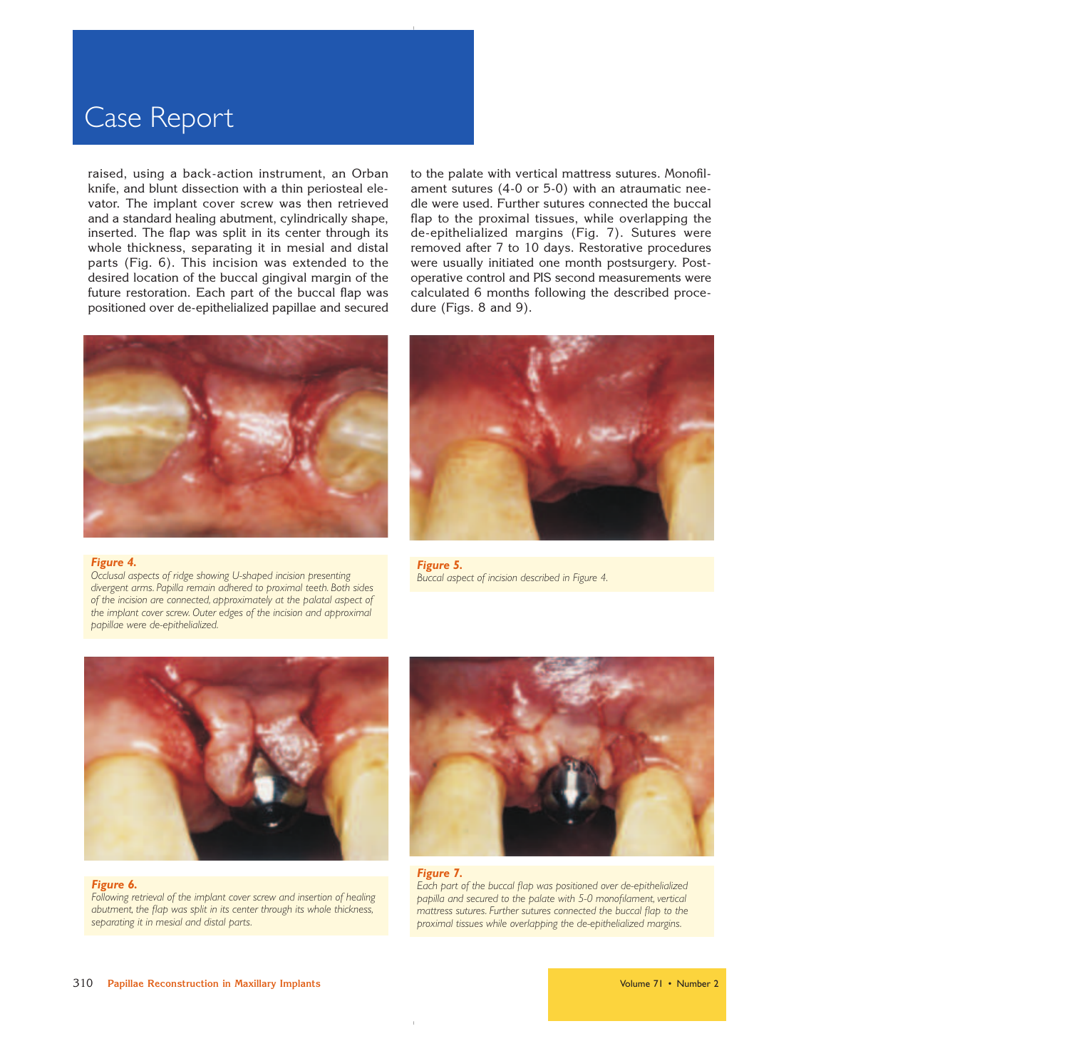raised, using a back-action instrument, an Orban knife, and blunt dissection with a thin periosteal elevator. The implant cover screw was then retrieved and a standard healing abutment, cylindrically shape, inserted. The flap was split in its center through its whole thickness, separating it in mesial and distal parts (Fig. 6). This incision was extended to the desired location of the buccal gingival margin of the future restoration. Each part of the buccal flap was positioned over de-epithelialized papillae and secured to the palate with vertical mattress sutures. Monofilament sutures (4-0 or 5-0) with an atraumatic needle were used. Further sutures connected the buccal flap to the proximal tissues, while overlapping the de-epithelialized margins (Fig. 7). Sutures were removed after 7 to 10 days. Restorative procedures were usually initiated one month postsurgery. Postoperative control and PIS second measurements were calculated 6 months following the described procedure (Figs. 8 and 9).

***Figure 4.***
*Occlusal aspects of ridge showing U-shaped incision presenting divergent arms. Papilla remain adhered to proximal teeth. Both sides of the incision are connected, approximately at the palatal aspect of the implant cover screw. Outer edges of the incision and approximal papillae were de-epithelialized.*

***Figure 5.***
*Buccal aspect of incision described in Figure 4.*

***Figure 6.***
*Following retrieval of the implant cover screw and insertion of healing abutment, the flap was split in its center through its whole thickness, separating it in mesial and distal parts.*

***Figure 7.***
*Each part of the buccal flap was positioned over de-epithelialized papilla and secured to the palate with 5-0 monofilament, vertical mattress sutures. Further sutures connected the buccal flap to the proximal tissues while overlapping the de-epithelialized margins.*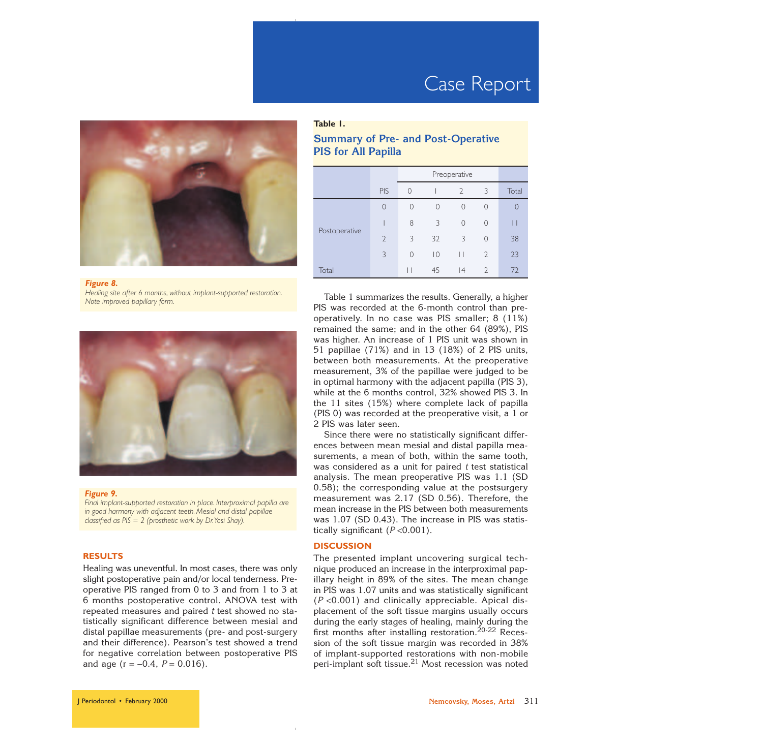*Figure 8.*
*Healing site after 6 months, without implant-supported restoration. Note improved papillary form.*

*Figure 9.*
*Final implant-supported restoration in place. Interproximal papilla are in good harmony with adjacent teeth. Mesial and distal papillae classified as PIS = 2 (prosthetic work by Dr. Yosi Shay).*

## RESULTS

Healing was uneventful. In most cases, there was only slight postoperative pain and/or local tenderness. Preoperative PIS ranged from 0 to 3 and from 1 to 3 at 6 months postoperative control. ANOVA test with repeated measures and paired *t* test showed no statistically significant difference between mesial and distal papillae measurements (pre- and post-surgery and their difference). Pearson's test showed a trend for negative correlation between postoperative PIS and age ($r = -0.4$, $P = 0.016$).

**Table 1.**
**Summary of Pre- and Post-Operative PIS for All Papilla**

| | | Preoperative | | | | |
|---|---|---|---|---|---|---|
| | PIS | 0 | 1 | 2 | 3 | Total |
| Postoperative | 0 | 0 | 0 | 0 | 0 | 0 |
| | 1 | 8 | 3 | 0 | 0 | 11 |
| | 2 | 3 | 32 | 3 | 0 | 38 |
| | 3 | 0 | 10 | 11 | 2 | 23 |
| Total | | 11 | 45 | 14 | 2 | 72 |

Table 1 summarizes the results. Generally, a higher PIS was recorded at the 6-month control than preoperatively. In no case was PIS smaller; 8 (11%) remained the same; and in the other 64 (89%), PIS was higher. An increase of 1 PIS unit was shown in 51 papillae (71%) and in 13 (18%) of 2 PIS units, between both measurements. At the preoperative measurement, 3% of the papillae were judged to be in optimal harmony with the adjacent papilla (PIS 3), while at the 6 months control, 32% showed PIS 3. In the 11 sites (15%) where complete lack of papilla (PIS 0) was recorded at the preoperative visit, a 1 or 2 PIS was later seen.

Since there were no statistically significant differences between mean mesial and distal papilla measurements, a mean of both, within the same tooth, was considered as a unit for paired *t* test statistical analysis. The mean preoperative PIS was 1.1 (SD 0.58); the corresponding value at the postsurgery measurement was 2.17 (SD 0.56). Therefore, the mean increase in the PIS between both measurements was 1.07 (SD 0.43). The increase in PIS was statistically significant ($P < 0.001$).

## DISCUSSION

The presented implant uncovering surgical technique produced an increase in the interproximal papillary height in 89% of the sites. The mean change in PIS was 1.07 units and was statistically significant ($P < 0.001$) and clinically appreciable. Apical displacement of the soft tissue margins usually occurs during the early stages of healing, mainly during the first months after installing restoration.[20-22] Recession of the soft tissue margin was recorded in 38% of implant-supported restorations with non-mobile peri-implant soft tissue.[21] Most recession was noted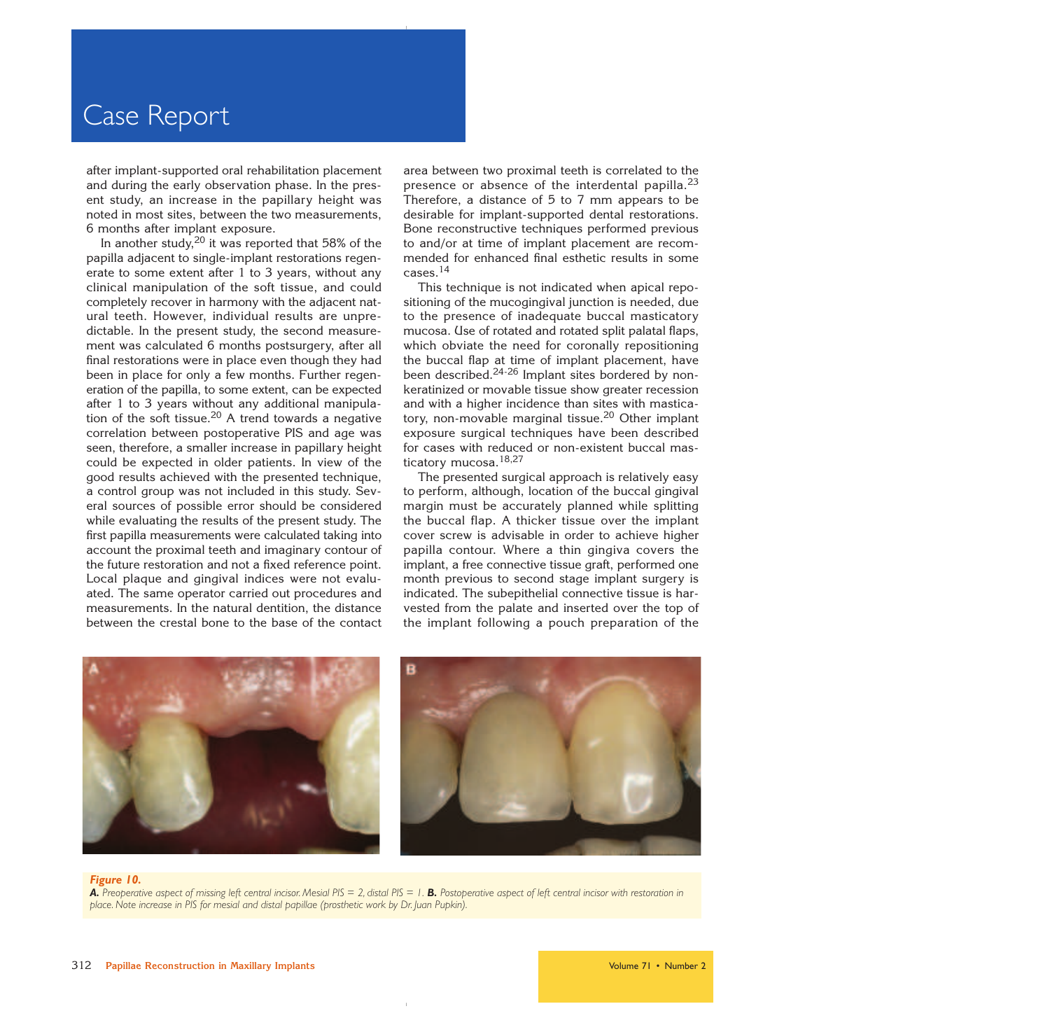after implant-supported oral rehabilitation placement and during the early observation phase. In the present study, an increase in the papillary height was noted in most sites, between the two measurements, 6 months after implant exposure.

In another study,[20] it was reported that 58% of the papilla adjacent to single-implant restorations regenerate to some extent after 1 to 3 years, without any clinical manipulation of the soft tissue, and could completely recover in harmony with the adjacent natural teeth. However, individual results are unpredictable. In the present study, the second measurement was calculated 6 months postsurgery, after all final restorations were in place even though they had been in place for only a few months. Further regeneration of the papilla, to some extent, can be expected after 1 to 3 years without any additional manipulation of the soft tissue.[20] A trend towards a negative correlation between postoperative PIS and age was seen, therefore, a smaller increase in papillary height could be expected in older patients. In view of the good results achieved with the presented technique, a control group was not included in this study. Several sources of possible error should be considered while evaluating the results of the present study. The first papilla measurements were calculated taking into account the proximal teeth and imaginary contour of the future restoration and not a fixed reference point. Local plaque and gingival indices were not evaluated. The same operator carried out procedures and measurements. In the natural dentition, the distance between the crestal bone to the base of the contact area between two proximal teeth is correlated to the presence or absence of the interdental papilla.[23] Therefore, a distance of 5 to 7 mm appears to be desirable for implant-supported dental restorations. Bone reconstructive techniques performed previous to and/or at time of implant placement are recommended for enhanced final esthetic results in some cases.[14]

This technique is not indicated when apical repositioning of the mucogingival junction is needed, due to the presence of inadequate buccal masticatory mucosa. Use of rotated and rotated split palatal flaps, which obviate the need for coronally repositioning the buccal flap at time of implant placement, have been described.[24-26] Implant sites bordered by nonkeratinized or movable tissue show greater recession and with a higher incidence than sites with masticatory, non-movable marginal tissue.[20] Other implant exposure surgical techniques have been described for cases with reduced or non-existent buccal masticatory mucosa.[18,27]

The presented surgical approach is relatively easy to perform, although, location of the buccal gingival margin must be accurately planned while splitting the buccal flap. A thicker tissue over the implant cover screw is advisable in order to achieve higher papilla contour. Where a thin gingiva covers the implant, a free connective tissue graft, performed one month previous to second stage implant surgery is indicated. The subepithelial connective tissue is harvested from the palate and inserted over the top of the implant following a pouch preparation of the

***Figure 10.***
***A.*** *Preoperative aspect of missing left central incisor. Mesial PIS = 2, distal PIS = 1.* ***B.*** *Postoperative aspect of left central incisor with restoration in place. Note increase in PIS for mesial and distal papillae (prosthetic work by Dr. Juan Pupkin).*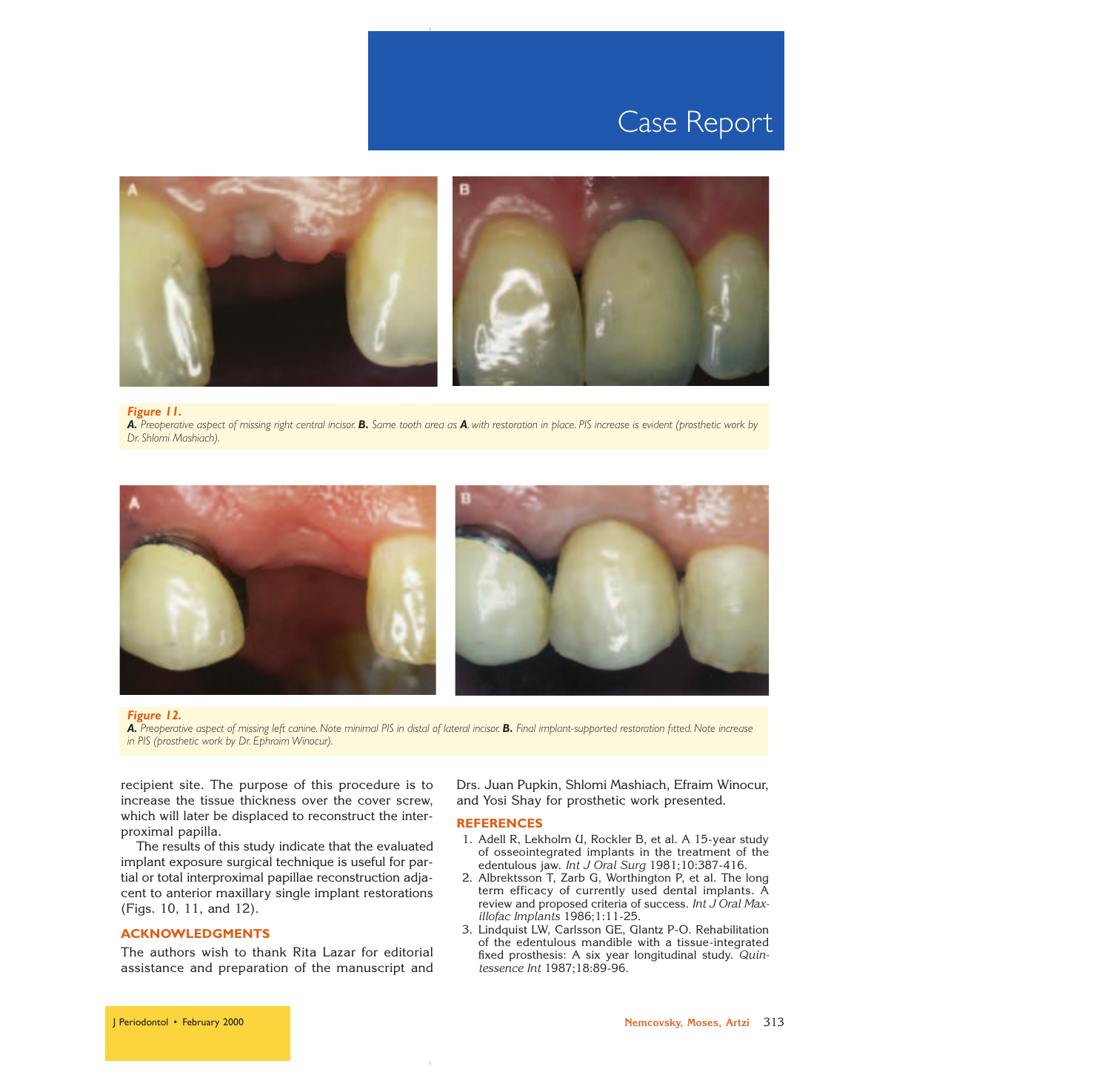*Figure 11.*
***A.*** *Preoperative aspect of missing right central incisor.* ***B.*** *Same tooth area as* ***A****, with restoration in place. PIS increase is evident (prosthetic work by Dr. Shlomi Mashiach).*

*Figure 12.*
***A.*** *Preoperative aspect of missing left canine. Note minimal PIS in distal of lateral incisor.* ***B.*** *Final implant-supported restoration fitted. Note increase in PIS (prosthetic work by Dr. Ephraim Winocur).*

recipient site. The purpose of this procedure is to increase the tissue thickness over the cover screw, which will later be displaced to reconstruct the interproximal papilla.

The results of this study indicate that the evaluated implant exposure surgical technique is useful for partial or total interproximal papillae reconstruction adjacent to anterior maxillary single implant restorations (Figs. 10, 11, and 12).

## ACKNOWLEDGMENTS

The authors wish to thank Rita Lazar for editorial assistance and preparation of the manuscript and Drs. Juan Pupkin, Shlomi Mashiach, Efraim Winocur, and Yosi Shay for prosthetic work presented.

## REFERENCES

1. Adell R, Lekholm U, Rockler B, et al. A 15-year study of osseointegrated implants in the treatment of the edentulous jaw. *Int J Oral Surg* 1981;10:387-416.
2. Albrektsson T, Zarb G, Worthington P, et al. The long term efficacy of currently used dental implants. A review and proposed criteria of success. *Int J Oral Maxillofac Implants* 1986;1:11-25.
3. Lindquist LW, Carlsson GE, Glantz P-O. Rehabilitation of the edentulous mandible with a tissue-integrated fixed prosthesis: A six year longitudinal study. *Quintessence Int* 1987;18:89-96.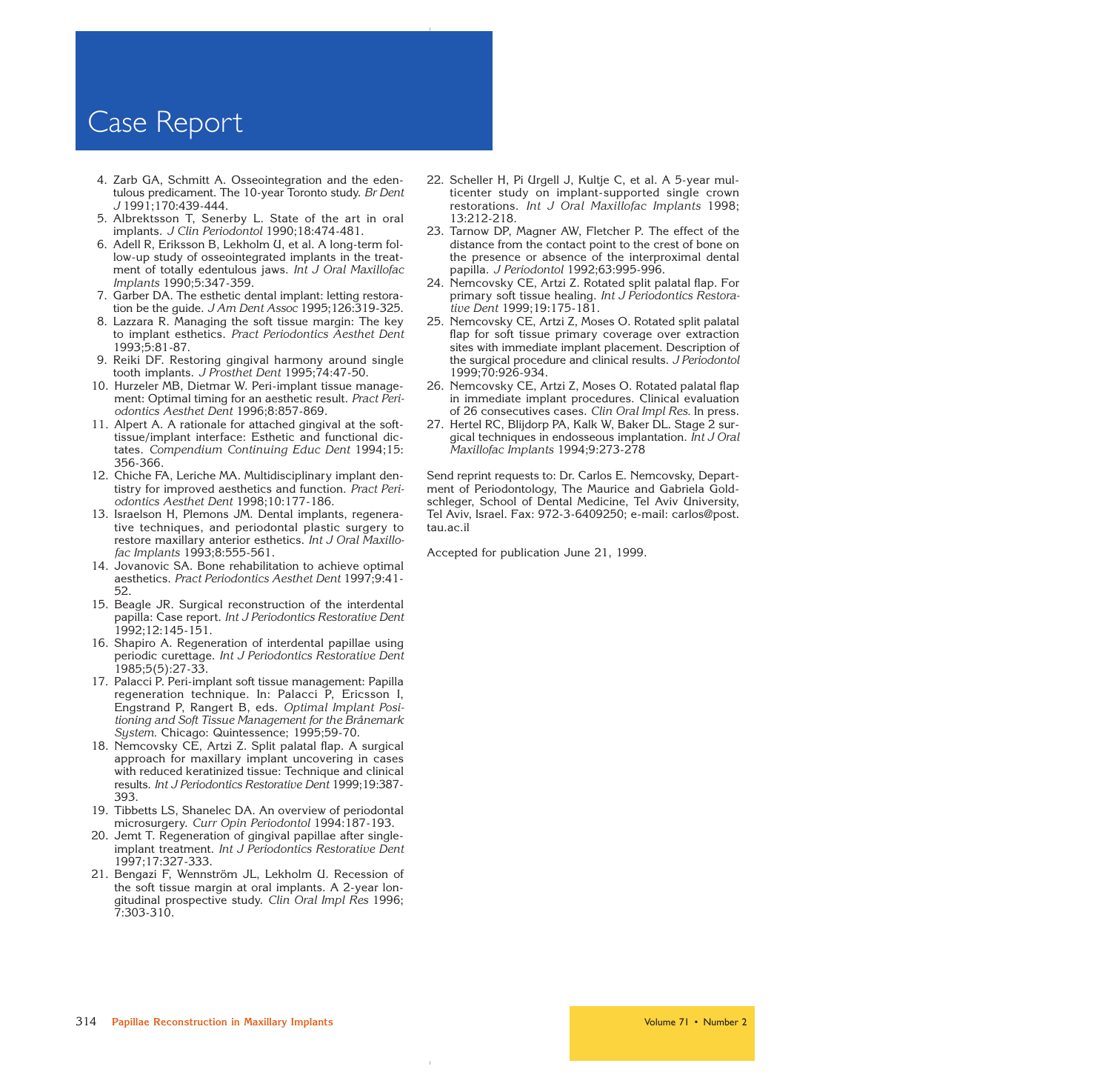4. Zarb GA, Schmitt A. Osseointegration and the edentulous predicament. The 10-year Toronto study. *Br Dent J* 1991;170:439-444.
5. Albrektsson T, Senerby L. State of the art in oral implants. *J Clin Periodontol* 1990;18:474-481.
6. Adell R, Eriksson B, Lekholm U, et al. A long-term follow-up study of osseointegrated implants in the treatment of totally edentulous jaws. *Int J Oral Maxillofac Implants* 1990;5:347-359.
7. Garber DA. The esthetic dental implant: letting restoration be the guide. *J Am Dent Assoc* 1995;126:319-325.
8. Lazzara R. Managing the soft tissue margin: The key to implant esthetics. *Pract Periodontics Aesthet Dent* 1993;5:81-87.
9. Reiki DF. Restoring gingival harmony around single tooth implants. *J Prosthet Dent* 1995;74:47-50.
10. Hurzeler MB, Dietmar W. Peri-implant tissue management: Optimal timing for an aesthetic result. *Pract Periodontics Aesthet Dent* 1996;8:857-869.
11. Alpert A. A rationale for attached gingival at the soft-tissue/implant interface: Esthetic and functional dictates. *Compendium Continuing Educ Dent* 1994;15: 356-366.
12. Chiche FA, Leriche MA. Multidisciplinary implant dentistry for improved aesthetics and function. *Pract Periodontics Aesthet Dent* 1998;10:177-186.
13. Israelson H, Plemons JM. Dental implants, regenerative techniques, and periodontal plastic surgery to restore maxillary anterior esthetics. *Int J Oral Maxillofac Implants* 1993;8:555-561.
14. Jovanovic SA. Bone rehabilitation to achieve optimal aesthetics. *Pract Periodontics Aesthet Dent* 1997;9:41-52.
15. Beagle JR. Surgical reconstruction of the interdental papilla: Case report. *Int J Periodontics Restorative Dent* 1992;12:145-151.
16. Shapiro A. Regeneration of interdental papillae using periodic curettage. *Int J Periodontics Restorative Dent* 1985;5(5):27-33.
17. Palacci P. Peri-implant soft tissue management: Papilla regeneration technique. In: Palacci P, Ericsson I, Engstrand P, Rangert B, eds. *Optimal Implant Positioning and Soft Tissue Management for the Brånemark System.* Chicago: Quintessence; 1995;59-70.
18. Nemcovsky CE, Artzi Z. Split palatal flap. A surgical approach for maxillary implant uncovering in cases with reduced keratinized tissue: Technique and clinical results. *Int J Periodontics Restorative Dent* 1999;19:387-393.
19. Tibbetts LS, Shanelec DA. An overview of periodontal microsurgery. *Curr Opin Periodontol* 1994:187-193.
20. Jemt T. Regeneration of gingival papillae after single-implant treatment. *Int J Periodontics Restorative Dent* 1997;17:327-333.
21. Bengazi F, Wennström JL, Lekholm U. Recession of the soft tissue margin at oral implants. A 2-year longitudinal prospective study. *Clin Oral Impl Res* 1996; 7:303-310.
22. Scheller H, Pi Urgell J, Kultje C, et al. A 5-year multicenter study on implant-supported single crown restorations. *Int J Oral Maxillofac Implants* 1998; 13:212-218.
23. Tarnow DP, Magner AW, Fletcher P. The effect of the distance from the contact point to the crest of bone on the presence or absence of the interproximal dental papilla. *J Periodontol* 1992;63:995-996.
24. Nemcovsky CE, Artzi Z. Rotated split palatal flap. For primary soft tissue healing. *Int J Periodontics Restorative Dent* 1999;19:175-181.
25. Nemcovsky CE, Artzi Z, Moses O. Rotated split palatal flap for soft tissue primary coverage over extraction sites with immediate implant placement. Description of the surgical procedure and clinical results. *J Periodontol* 1999;70:926-934.
26. Nemcovsky CE, Artzi Z, Moses O. Rotated palatal flap in immediate implant procedures. Clinical evaluation of 26 consecutives cases. *Clin Oral Impl Res.* In press.
27. Hertel RC, Blijdorp PA, Kalk W, Baker DL. Stage 2 surgical techniques in endosseous implantation. *Int J Oral Maxillofac Implants* 1994;9:273-278

Send reprint requests to: Dr. Carlos E. Nemcovsky, Department of Periodontology, The Maurice and Gabriela Goldschleger, School of Dental Medicine, Tel Aviv University, Tel Aviv, Israel. Fax: 972-3-6409250; e-mail: carlos@post.tau.ac.il

Accepted for publication June 21, 1999.